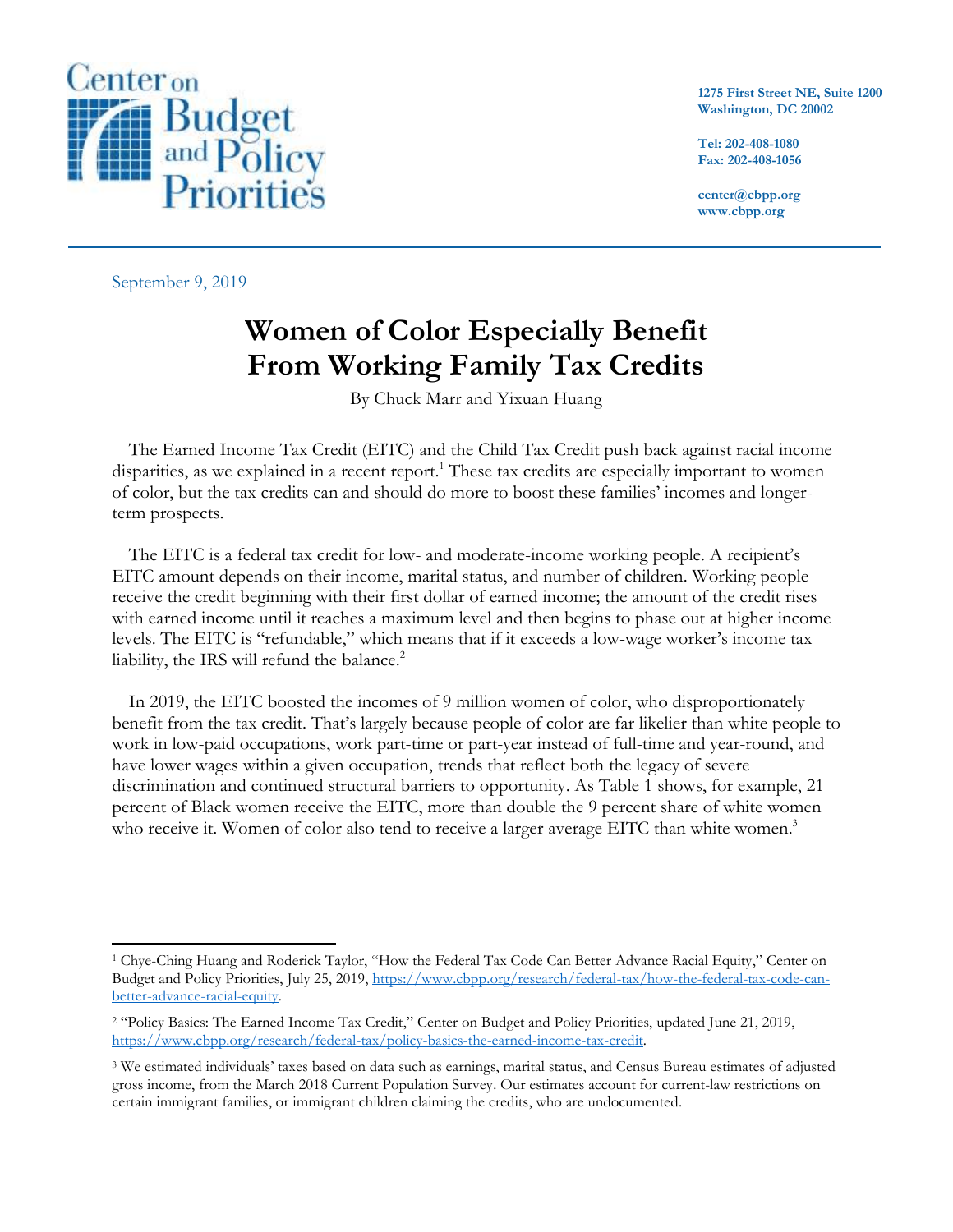Center on Budget and Policy Priorities

1275 First Street NE, Suite 1200
Washington, DC 20002

Tel: 202-408-1080
Fax: 202-408-1056

center@cbpp.org
www.cbpp.org

September 9, 2019

# Women of Color Especially Benefit From Working Family Tax Credits

By Chuck Marr and Yixuan Huang

The Earned Income Tax Credit (EITC) and the Child Tax Credit push back against racial income disparities, as we explained in a recent report.[1] These tax credits are especially important to women of color, but the tax credits can and should do more to boost these families' incomes and longer-term prospects.

The EITC is a federal tax credit for low- and moderate-income working people. A recipient's EITC amount depends on their income, marital status, and number of children. Working people receive the credit beginning with their first dollar of earned income; the amount of the credit rises with earned income until it reaches a maximum level and then begins to phase out at higher income levels. The EITC is "refundable," which means that if it exceeds a low-wage worker's income tax liability, the IRS will refund the balance.[2]

In 2019, the EITC boosted the incomes of 9 million women of color, who disproportionately benefit from the tax credit. That's largely because people of color are far likelier than white people to work in low-paid occupations, work part-time or part-year instead of full-time and year-round, and have lower wages within a given occupation, trends that reflect both the legacy of severe discrimination and continued structural barriers to opportunity. As Table 1 shows, for example, 21 percent of Black women receive the EITC, more than double the 9 percent share of white women who receive it. Women of color also tend to receive a larger average EITC than white women.[3]

---

[1] Chye-Ching Huang and Roderick Taylor, "How the Federal Tax Code Can Better Advance Racial Equity," Center on Budget and Policy Priorities, July 25, 2019, https://www.cbpp.org/research/federal-tax/how-the-federal-tax-code-can-better-advance-racial-equity.

[2] "Policy Basics: The Earned Income Tax Credit," Center on Budget and Policy Priorities, updated June 21, 2019, https://www.cbpp.org/research/federal-tax/policy-basics-the-earned-income-tax-credit.

[3] We estimated individuals' taxes based on data such as earnings, marital status, and Census Bureau estimates of adjusted gross income, from the March 2018 Current Population Survey. Our estimates account for current-law restrictions on certain immigrant families, or immigrant children claiming the credits, who are undocumented.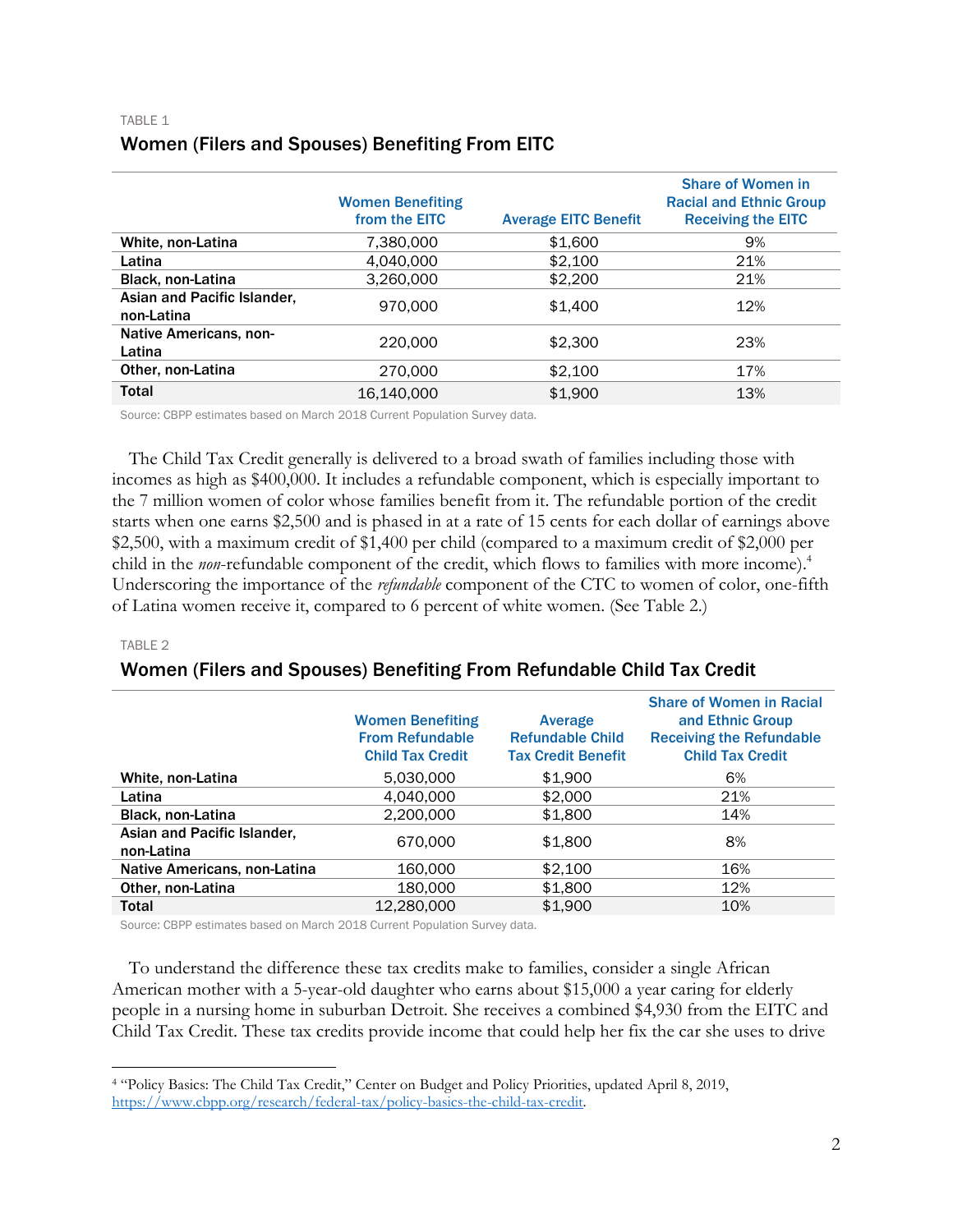TABLE 1

### Women (Filers and Spouses) Benefiting From EITC

| | Women Benefiting from the EITC | Average EITC Benefit | Share of Women in Racial and Ethnic Group Receiving the EITC |
|---|---|---|---|
| **White, non-Latina** | 7,380,000 | $1,600 | 9% |
| **Latina** | 4,040,000 | $2,100 | 21% |
| **Black, non-Latina** | 3,260,000 | $2,200 | 21% |
| **Asian and Pacific Islander, non-Latina** | 970,000 | $1,400 | 12% |
| **Native Americans, non-Latina** | 220,000 | $2,300 | 23% |
| **Other, non-Latina** | 270,000 | $2,100 | 17% |
| **Total** | 16,140,000 | $1,900 | 13% |

Source: CBPP estimates based on March 2018 Current Population Survey data.

The Child Tax Credit generally is delivered to a broad swath of families including those with incomes as high as $400,000. It includes a refundable component, which is especially important to the 7 million women of color whose families benefit from it. The refundable portion of the credit starts when one earns $2,500 and is phased in at a rate of 15 cents for each dollar of earnings above $2,500, with a maximum credit of $1,400 per child (compared to a maximum credit of $2,000 per child in the *non*-refundable component of the credit, which flows to families with more income).[4] Underscoring the importance of the *refundable* component of the CTC to women of color, one-fifth of Latina women receive it, compared to 6 percent of white women. (See Table 2.)

TABLE 2

### Women (Filers and Spouses) Benefiting From Refundable Child Tax Credit

| | Women Benefiting From Refundable Child Tax Credit | Average Refundable Child Tax Credit Benefit | Share of Women in Racial and Ethnic Group Receiving the Refundable Child Tax Credit |
|---|---|---|---|
| **White, non-Latina** | 5,030,000 | $1,900 | 6% |
| **Latina** | 4,040,000 | $2,000 | 21% |
| **Black, non-Latina** | 2,200,000 | $1,800 | 14% |
| **Asian and Pacific Islander, non-Latina** | 670,000 | $1,800 | 8% |
| **Native Americans, non-Latina** | 160,000 | $2,100 | 16% |
| **Other, non-Latina** | 180,000 | $1,800 | 12% |
| **Total** | 12,280,000 | $1,900 | 10% |

Source: CBPP estimates based on March 2018 Current Population Survey data.

To understand the difference these tax credits make to families, consider a single African American mother with a 5-year-old daughter who earns about $15,000 a year caring for elderly people in a nursing home in suburban Detroit. She receives a combined $4,930 from the EITC and Child Tax Credit. These tax credits provide income that could help her fix the car she uses to drive

[4] "Policy Basics: The Child Tax Credit," Center on Budget and Policy Priorities, updated April 8, 2019, https://www.cbpp.org/research/federal-tax/policy-basics-the-child-tax-credit.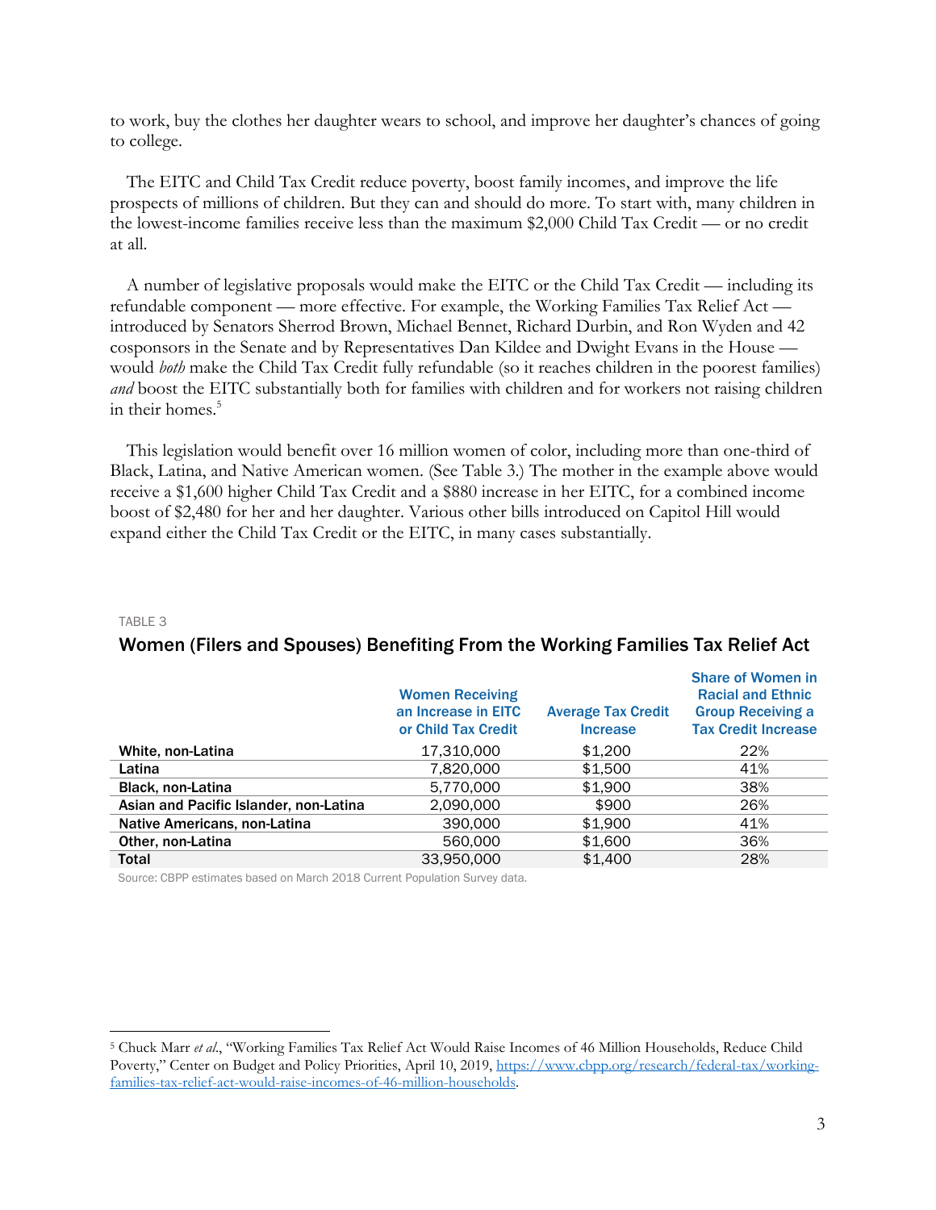to work, buy the clothes her daughter wears to school, and improve her daughter's chances of going to college.

The EITC and Child Tax Credit reduce poverty, boost family incomes, and improve the life prospects of millions of children. But they can and should do more. To start with, many children in the lowest-income families receive less than the maximum $2,000 Child Tax Credit — or no credit at all.

A number of legislative proposals would make the EITC or the Child Tax Credit — including its refundable component — more effective. For example, the Working Families Tax Relief Act — introduced by Senators Sherrod Brown, Michael Bennet, Richard Durbin, and Ron Wyden and 42 cosponsors in the Senate and by Representatives Dan Kildee and Dwight Evans in the House — would *both* make the Child Tax Credit fully refundable (so it reaches children in the poorest families) *and* boost the EITC substantially both for families with children and for workers not raising children in their homes.[5]

This legislation would benefit over 16 million women of color, including more than one-third of Black, Latina, and Native American women. (See Table 3.) The mother in the example above would receive a $1,600 higher Child Tax Credit and a $880 increase in her EITC, for a combined income boost of $2,480 for her and her daughter. Various other bills introduced on Capitol Hill would expand either the Child Tax Credit or the EITC, in many cases substantially.

TABLE 3

### Women (Filers and Spouses) Benefiting From the Working Families Tax Relief Act

| | Women Receiving an Increase in EITC or Child Tax Credit | Average Tax Credit Increase | Share of Women in Racial and Ethnic Group Receiving a Tax Credit Increase |
|---|---|---|---|
| **White, non-Latina** | 17,310,000 | $1,200 | 22% |
| **Latina** | 7,820,000 | $1,500 | 41% |
| **Black, non-Latina** | 5,770,000 | $1,900 | 38% |
| **Asian and Pacific Islander, non-Latina** | 2,090,000 | $900 | 26% |
| **Native Americans, non-Latina** | 390,000 | $1,900 | 41% |
| **Other, non-Latina** | 560,000 | $1,600 | 36% |
| **Total** | 33,950,000 | $1,400 | 28% |

Source: CBPP estimates based on March 2018 Current Population Survey data.

---

[5] Chuck Marr *et al*., "Working Families Tax Relief Act Would Raise Incomes of 46 Million Households, Reduce Child Poverty," Center on Budget and Policy Priorities, April 10, 2019, https://www.cbpp.org/research/federal-tax/working-families-tax-relief-act-would-raise-incomes-of-46-million-households.